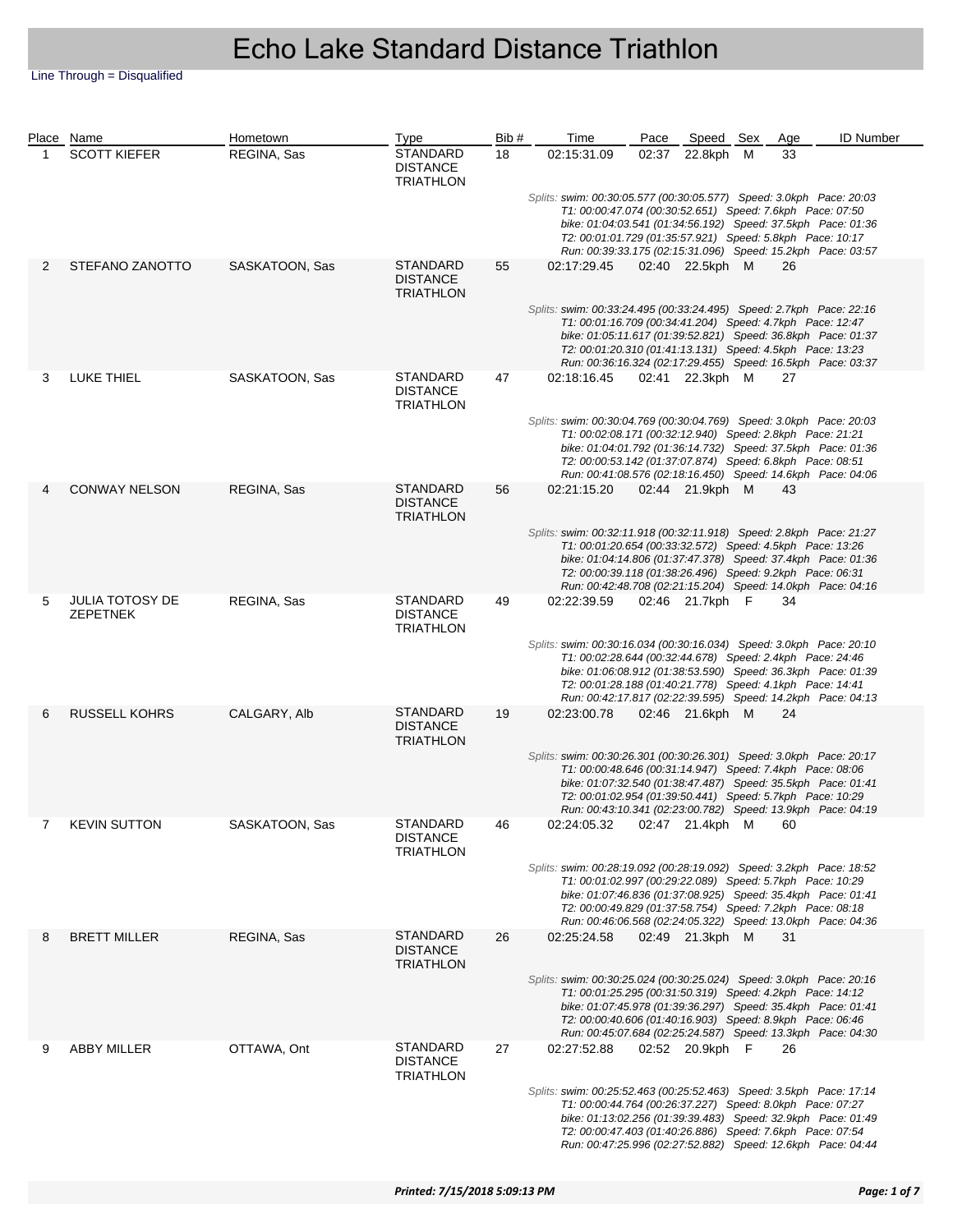# Echo Lake Standard Distance Triathlon

Line Through = Disqualified

| Place | Name | Hometown | Type | Bib # | Time | Pace | Speed | Sex | Age | ID Number |
|---|---|---|---|---|---|---|---|---|---|---|
| 1 | SCOTT KIEFER | REGINA, Sas | STANDARD DISTANCE TRIATHLON | 18 | 02:15:31.09 | 02:37 | 22.8kph | M | 33 | |
| | *Splits: swim: 00:30:05.577 (00:30:05.577) Speed: 3.0kph Pace: 20:03<br>T1: 00:00:47.074 (00:30:52.651) Speed: 7.6kph Pace: 07:50<br>bike: 01:04:03.541 (01:34:56.192) Speed: 37.5kph Pace: 01:36<br>T2: 00:01:01.729 (01:35:57.921) Speed: 5.8kph Pace: 10:17<br>Run: 00:39:33.175 (02:15:31.096) Speed: 15.2kph Pace: 03:57* | | | | | | | | | |
| 2 | STEFANO ZANOTTO | SASKATOON, Sas | STANDARD DISTANCE TRIATHLON | 55 | 02:17:29.45 | 02:40 | 22.5kph | M | 26 | |
| | *Splits: swim: 00:33:24.495 (00:33:24.495) Speed: 2.7kph Pace: 22:16<br>T1: 00:01:16.709 (00:34:41.204) Speed: 4.7kph Pace: 12:47<br>bike: 01:05:11.617 (01:39:52.821) Speed: 36.8kph Pace: 01:37<br>T2: 00:01:20.310 (01:41:13.131) Speed: 4.5kph Pace: 13:23<br>Run: 00:36:16.324 (02:17:29.455) Speed: 16.5kph Pace: 03:37* | | | | | | | | | |
| 3 | LUKE THIEL | SASKATOON, Sas | STANDARD DISTANCE TRIATHLON | 47 | 02:18:16.45 | 02:41 | 22.3kph | M | 27 | |
| | *Splits: swim: 00:30:04.769 (00:30:04.769) Speed: 3.0kph Pace: 20:03<br>T1: 00:02:08.171 (00:32:12.940) Speed: 2.8kph Pace: 21:21<br>bike: 01:04:01.792 (01:36:14.732) Speed: 37.5kph Pace: 01:36<br>T2: 00:00:53.142 (01:37:07.874) Speed: 6.8kph Pace: 08:51<br>Run: 00:41:08.576 (02:18:16.450) Speed: 14.6kph Pace: 04:06* | | | | | | | | | |
| 4 | CONWAY NELSON | REGINA, Sas | STANDARD DISTANCE TRIATHLON | 56 | 02:21:15.20 | 02:44 | 21.9kph | M | 43 | |
| | *Splits: swim: 00:32:11.918 (00:32:11.918) Speed: 2.8kph Pace: 21:27<br>T1: 00:01:20.654 (00:33:32.572) Speed: 4.5kph Pace: 13:26<br>bike: 01:04:14.806 (01:37:47.378) Speed: 37.4kph Pace: 01:36<br>T2: 00:00:39.118 (01:38:26.496) Speed: 9.2kph Pace: 06:31<br>Run: 00:42:48.708 (02:21:15.204) Speed: 14.0kph Pace: 04:16* | | | | | | | | | |
| 5 | JULIA TOTOSY DE ZEPETNEK | REGINA, Sas | STANDARD DISTANCE TRIATHLON | 49 | 02:22:39.59 | 02:46 | 21.7kph | F | 34 | |
| | *Splits: swim: 00:30:16.034 (00:30:16.034) Speed: 3.0kph Pace: 20:10<br>T1: 00:02:28.644 (00:32:44.678) Speed: 2.4kph Pace: 24:46<br>bike: 01:06:08.912 (01:38:53.590) Speed: 36.3kph Pace: 01:39<br>T2: 00:01:28.188 (01:40:21.778) Speed: 4.1kph Pace: 14:41<br>Run: 00:42:17.817 (02:22:39.595) Speed: 14.2kph Pace: 04:13* | | | | | | | | | |
| 6 | RUSSELL KOHRS | CALGARY, Alb | STANDARD DISTANCE TRIATHLON | 19 | 02:23:00.78 | 02:46 | 21.6kph | M | 24 | |
| | *Splits: swim: 00:30:26.301 (00:30:26.301) Speed: 3.0kph Pace: 20:17<br>T1: 00:00:48.646 (00:31:14.947) Speed: 7.4kph Pace: 08:06<br>bike: 01:07:32.540 (01:38:47.487) Speed: 35.5kph Pace: 01:41<br>T2: 00:01:02.954 (01:39:50.441) Speed: 5.7kph Pace: 10:29<br>Run: 00:43:10.341 (02:23:00.782) Speed: 13.9kph Pace: 04:19* | | | | | | | | | |
| 7 | KEVIN SUTTON | SASKATOON, Sas | STANDARD DISTANCE TRIATHLON | 46 | 02:24:05.32 | 02:47 | 21.4kph | M | 60 | |
| | *Splits: swim: 00:28:19.092 (00:28:19.092) Speed: 3.2kph Pace: 18:52<br>T1: 00:01:02.997 (00:29:22.089) Speed: 5.7kph Pace: 10:29<br>bike: 01:07:46.836 (01:37:08.925) Speed: 35.4kph Pace: 01:41<br>T2: 00:00:49.829 (01:37:58.754) Speed: 7.2kph Pace: 08:18<br>Run: 00:46:06.568 (02:24:05.322) Speed: 13.0kph Pace: 04:36* | | | | | | | | | |
| 8 | BRETT MILLER | REGINA, Sas | STANDARD DISTANCE TRIATHLON | 26 | 02:25:24.58 | 02:49 | 21.3kph | M | 31 | |
| | *Splits: swim: 00:30:25.024 (00:30:25.024) Speed: 3.0kph Pace: 20:16<br>T1: 00:01:25.295 (00:31:50.319) Speed: 4.2kph Pace: 14:12<br>bike: 01:07:45.978 (01:39:36.297) Speed: 35.4kph Pace: 01:41<br>T2: 00:00:40.606 (01:40:16.903) Speed: 8.9kph Pace: 06:46<br>Run: 00:45:07.684 (02:25:24.587) Speed: 13.3kph Pace: 04:30* | | | | | | | | | |
| 9 | ABBY MILLER | OTTAWA, Ont | STANDARD DISTANCE TRIATHLON | 27 | 02:27:52.88 | 02:52 | 20.9kph | F | 26 | |
| | *Splits: swim: 00:25:52.463 (00:25:52.463) Speed: 3.5kph Pace: 17:14<br>T1: 00:00:44.764 (00:26:37.227) Speed: 8.0kph Pace: 07:27<br>bike: 01:13:02.256 (01:39:39.483) Speed: 32.9kph Pace: 01:49<br>T2: 00:00:47.403 (01:40:26.886) Speed: 7.6kph Pace: 07:54<br>Run: 00:47:25.996 (02:27:52.882) Speed: 12.6kph Pace: 04:44* | | | | | | | | | |

*Printed: 7/15/2018 5:09:13 PM*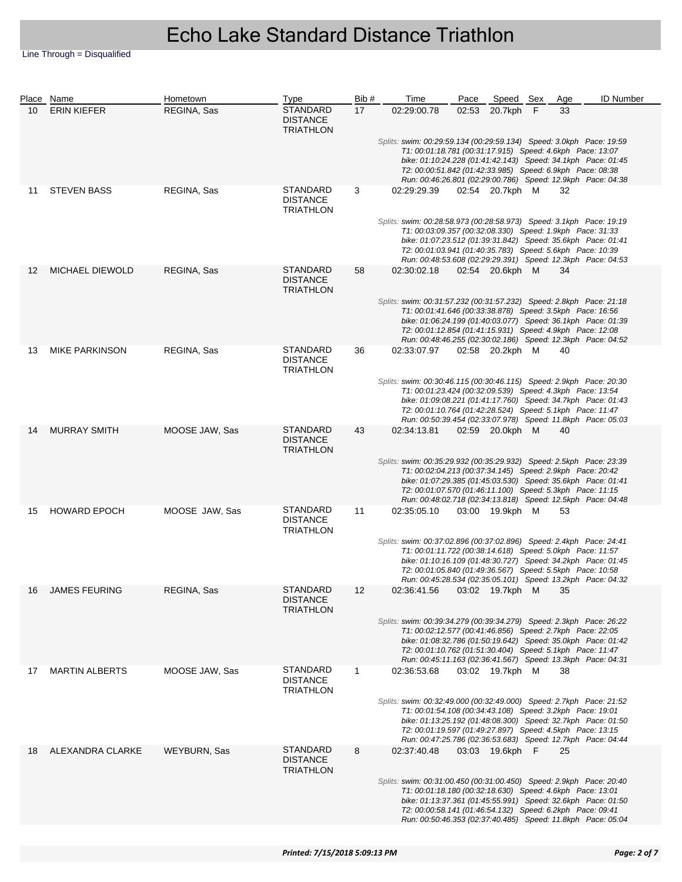# Echo Lake Standard Distance Triathlon

Line Through = Disqualified

| Place | Name | Hometown | Type | Bib # | Time | Pace | Speed | Sex | Age | ID Number |
|---|---|---|---|---|---|---|---|---|---|---|
| 10 | ERIN KIEFER | REGINA, Sas | STANDARD DISTANCE TRIATHLON | 17 | 02:29:00.78 | 02:53 | 20.7kph | F | 33 | |
| | *Splits: swim: 00:29:59.134 (00:29:59.134) Speed: 3.0kph Pace: 19:59<br>T1: 00:01:18.781 (00:31:17.915) Speed: 4.6kph Pace: 13:07<br>bike: 01:10:24.228 (01:41:42.143) Speed: 34.1kph Pace: 01:45<br>T2: 00:00:51.842 (01:42:33.985) Speed: 6.9kph Pace: 08:38<br>Run: 00:46:26.801 (02:29:00.786) Speed: 12.9kph Pace: 04:38* | | | | | | | | | |
| 11 | STEVEN BASS | REGINA, Sas | STANDARD DISTANCE TRIATHLON | 3 | 02:29:29.39 | 02:54 | 20.7kph | M | 32 | |
| | *Splits: swim: 00:28:58.973 (00:28:58.973) Speed: 3.1kph Pace: 19:19<br>T1: 00:03:09.357 (00:32:08.330) Speed: 1.9kph Pace: 31:33<br>bike: 01:07:23.512 (01:39:31.842) Speed: 35.6kph Pace: 01:41<br>T2: 00:01:03.941 (01:40:35.783) Speed: 5.6kph Pace: 10:39<br>Run: 00:48:53.608 (02:29:29.391) Speed: 12.3kph Pace: 04:53* | | | | | | | | | |
| 12 | MICHAEL DIEWOLD | REGINA, Sas | STANDARD DISTANCE TRIATHLON | 58 | 02:30:02.18 | 02:54 | 20.6kph | M | 34 | |
| | *Splits: swim: 00:31:57.232 (00:31:57.232) Speed: 2.8kph Pace: 21:18<br>T1: 00:01:41.646 (00:33:38.878) Speed: 3.5kph Pace: 16:56<br>bike: 01:06:24.199 (01:40:03.077) Speed: 36.1kph Pace: 01:39<br>T2: 00:01:12.854 (01:41:15.931) Speed: 4.9kph Pace: 12:08<br>Run: 00:48:46.255 (02:30:02.186) Speed: 12.3kph Pace: 04:52* | | | | | | | | | |
| 13 | MIKE PARKINSON | REGINA, Sas | STANDARD DISTANCE TRIATHLON | 36 | 02:33:07.97 | 02:58 | 20.2kph | M | 40 | |
| | *Splits: swim: 00:30:46.115 (00:30:46.115) Speed: 2.9kph Pace: 20:30<br>T1: 00:01:23.424 (00:32:09.539) Speed: 4.3kph Pace: 13:54<br>bike: 01:09:08.221 (01:41:17.760) Speed: 34.7kph Pace: 01:43<br>T2: 00:01:10.764 (01:42:28.524) Speed: 5.1kph Pace: 11:47<br>Run: 00:50:39.454 (02:33:07.978) Speed: 11.8kph Pace: 05:03* | | | | | | | | | |
| 14 | MURRAY SMITH | MOOSE JAW, Sas | STANDARD DISTANCE TRIATHLON | 43 | 02:34:13.81 | 02:59 | 20.0kph | M | 40 | |
| | *Splits: swim: 00:35:29.932 (00:35:29.932) Speed: 2.5kph Pace: 23:39<br>T1: 00:02:04.213 (00:37:34.145) Speed: 2.9kph Pace: 20:42<br>bike: 01:07:29.385 (01:45:03.530) Speed: 35.6kph Pace: 01:41<br>T2: 00:01:07.570 (01:46:11.100) Speed: 5.3kph Pace: 11:15<br>Run: 00:48:02.718 (02:34:13.818) Speed: 12.5kph Pace: 04:48* | | | | | | | | | |
| 15 | HOWARD EPOCH | MOOSE JAW, Sas | STANDARD DISTANCE TRIATHLON | 11 | 02:35:05.10 | 03:00 | 19.9kph | M | 53 | |
| | *Splits: swim: 00:37:02.896 (00:37:02.896) Speed: 2.4kph Pace: 24:41<br>T1: 00:01:11.722 (00:38:14.618) Speed: 5.0kph Pace: 11:57<br>bike: 01:10:16.109 (01:48:30.727) Speed: 34.2kph Pace: 01:45<br>T2: 00:01:05.840 (01:49:36.567) Speed: 5.5kph Pace: 10:58<br>Run: 00:45:28.534 (02:35:05.101) Speed: 13.2kph Pace: 04:32* | | | | | | | | | |
| 16 | JAMES FEURING | REGINA, Sas | STANDARD DISTANCE TRIATHLON | 12 | 02:36:41.56 | 03:02 | 19.7kph | M | 35 | |
| | *Splits: swim: 00:39:34.279 (00:39:34.279) Speed: 2.3kph Pace: 26:22<br>T1: 00:02:12.577 (00:41:46.856) Speed: 2.7kph Pace: 22:05<br>bike: 01:08:32.786 (01:50:19.642) Speed: 35.0kph Pace: 01:42<br>T2: 00:01:10.762 (01:51:30.404) Speed: 5.1kph Pace: 11:47<br>Run: 00:45:11.163 (02:36:41.567) Speed: 13.3kph Pace: 04:31* | | | | | | | | | |
| 17 | MARTIN ALBERTS | MOOSE JAW, Sas | STANDARD DISTANCE TRIATHLON | 1 | 02:36:53.68 | 03:02 | 19.7kph | M | 38 | |
| | *Splits: swim: 00:32:49.000 (00:32:49.000) Speed: 2.7kph Pace: 21:52<br>T1: 00:01:54.108 (00:34:43.108) Speed: 3.2kph Pace: 19:01<br>bike: 01:13:25.192 (01:48:08.300) Speed: 32.7kph Pace: 01:50<br>T2: 00:01:19.597 (01:49:27.897) Speed: 4.5kph Pace: 13:15<br>Run: 00:47:25.786 (02:36:53.683) Speed: 12.7kph Pace: 04:44* | | | | | | | | | |
| 18 | ALEXANDRA CLARKE | WEYBURN, Sas | STANDARD DISTANCE TRIATHLON | 8 | 02:37:40.48 | 03:03 | 19.6kph | F | 25 | |
| | *Splits: swim: 00:31:00.450 (00:31:00.450) Speed: 2.9kph Pace: 20:40<br>T1: 00:01:18.180 (00:32:18.630) Speed: 4.6kph Pace: 13:01<br>bike: 01:13:37.361 (01:45:55.991) Speed: 32.6kph Pace: 01:50<br>T2: 00:00:58.141 (01:46:54.132) Speed: 6.2kph Pace: 09:41<br>Run: 00:50:46.353 (02:37:40.485) Speed: 11.8kph Pace: 05:04* | | | | | | | | | |

*Printed: 7/15/2018 5:09:13 PM*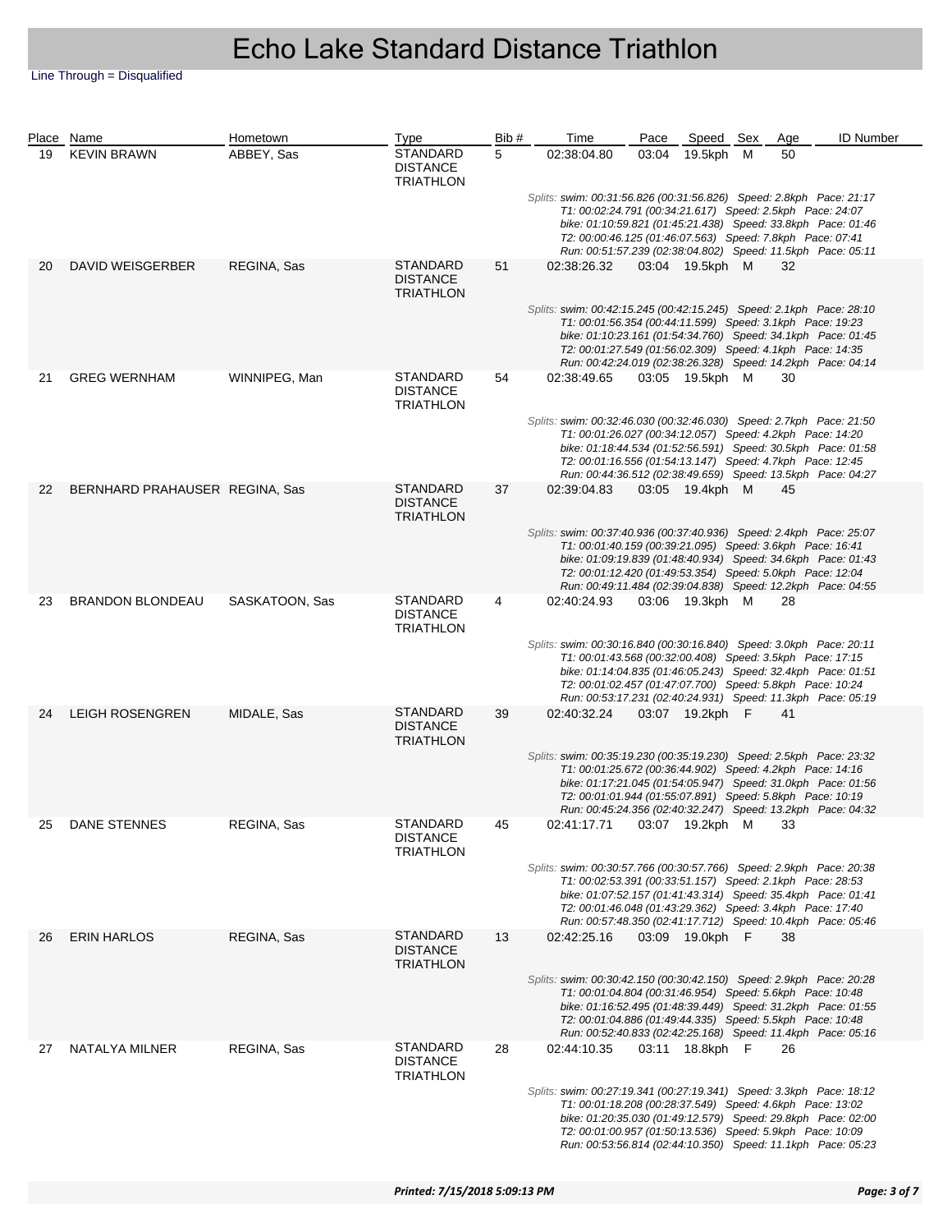# Echo Lake Standard Distance Triathlon

Line Through = Disqualified

| Place | Name | Hometown | Type | Bib # | Time | Pace | Speed | Sex | Age | ID Number |
|---|---|---|---|---|---|---|---|---|---|---|
| 19 | KEVIN BRAWN | ABBEY, Sas | STANDARD DISTANCE TRIATHLON | 5 | 02:38:04.80 | 03:04 | 19.5kph | M | 50 | |
| | *Splits: swim: 00:31:56.826 (00:31:56.826) Speed: 2.8kph Pace: 21:17<br>T1: 00:02:24.791 (00:34:21.617) Speed: 2.5kph Pace: 24:07<br>bike: 01:10:59.821 (01:45:21.438) Speed: 33.8kph Pace: 01:46<br>T2: 00:00:46.125 (01:46:07.563) Speed: 7.8kph Pace: 07:41<br>Run: 00:51:57.239 (02:38:04.802) Speed: 11.5kph Pace: 05:11* | | | | | | | | | |
| 20 | DAVID WEISGERBER | REGINA, Sas | STANDARD DISTANCE TRIATHLON | 51 | 02:38:26.32 | 03:04 | 19.5kph | M | 32 | |
| | *Splits: swim: 00:42:15.245 (00:42:15.245) Speed: 2.1kph Pace: 28:10<br>T1: 00:01:56.354 (00:44:11.599) Speed: 3.1kph Pace: 19:23<br>bike: 01:10:23.161 (01:54:34.760) Speed: 34.1kph Pace: 01:45<br>T2: 00:01:27.549 (01:56:02.309) Speed: 4.1kph Pace: 14:35<br>Run: 00:42:24.019 (02:38:26.328) Speed: 14.2kph Pace: 04:14* | | | | | | | | | |
| 21 | GREG WERNHAM | WINNIPEG, Man | STANDARD DISTANCE TRIATHLON | 54 | 02:38:49.65 | 03:05 | 19.5kph | M | 30 | |
| | *Splits: swim: 00:32:46.030 (00:32:46.030) Speed: 2.7kph Pace: 21:50<br>T1: 00:01:26.027 (00:34:12.057) Speed: 4.2kph Pace: 14:20<br>bike: 01:18:44.534 (01:52:56.591) Speed: 30.5kph Pace: 01:58<br>T2: 00:01:16.556 (01:54:13.147) Speed: 4.7kph Pace: 12:45<br>Run: 00:44:36.512 (02:38:49.659) Speed: 13.5kph Pace: 04:27* | | | | | | | | | |
| 22 | BERNHARD PRAHAUSER | REGINA, Sas | STANDARD DISTANCE TRIATHLON | 37 | 02:39:04.83 | 03:05 | 19.4kph | M | 45 | |
| | *Splits: swim: 00:37:40.936 (00:37:40.936) Speed: 2.4kph Pace: 25:07<br>T1: 00:01:40.159 (00:39:21.095) Speed: 3.6kph Pace: 16:41<br>bike: 01:09:19.839 (01:48:40.934) Speed: 34.6kph Pace: 01:43<br>T2: 00:01:12.420 (01:49:53.354) Speed: 5.0kph Pace: 12:04<br>Run: 00:49:11.484 (02:39:04.838) Speed: 12.2kph Pace: 04:55* | | | | | | | | | |
| 23 | BRANDON BLONDEAU | SASKATOON, Sas | STANDARD DISTANCE TRIATHLON | 4 | 02:40:24.93 | 03:06 | 19.3kph | M | 28 | |
| | *Splits: swim: 00:30:16.840 (00:30:16.840) Speed: 3.0kph Pace: 20:11<br>T1: 00:01:43.568 (00:32:00.408) Speed: 3.5kph Pace: 17:15<br>bike: 01:14:04.835 (01:46:05.243) Speed: 32.4kph Pace: 01:51<br>T2: 00:01:02.457 (01:47:07.700) Speed: 5.8kph Pace: 10:24<br>Run: 00:53:17.231 (02:40:24.931) Speed: 11.3kph Pace: 05:19* | | | | | | | | | |
| 24 | LEIGH ROSENGREN | MIDALE, Sas | STANDARD DISTANCE TRIATHLON | 39 | 02:40:32.24 | 03:07 | 19.2kph | F | 41 | |
| | *Splits: swim: 00:35:19.230 (00:35:19.230) Speed: 2.5kph Pace: 23:32<br>T1: 00:01:25.672 (00:36:44.902) Speed: 4.2kph Pace: 14:16<br>bike: 01:17:21.045 (01:54:05.947) Speed: 31.0kph Pace: 01:56<br>T2: 00:01:01.944 (01:55:07.891) Speed: 5.8kph Pace: 10:19<br>Run: 00:45:24.356 (02:40:32.247) Speed: 13.2kph Pace: 04:32* | | | | | | | | | |
| 25 | DANE STENNES | REGINA, Sas | STANDARD DISTANCE TRIATHLON | 45 | 02:41:17.71 | 03:07 | 19.2kph | M | 33 | |
| | *Splits: swim: 00:30:57.766 (00:30:57.766) Speed: 2.9kph Pace: 20:38<br>T1: 00:02:53.391 (00:33:51.157) Speed: 2.1kph Pace: 28:53<br>bike: 01:07:52.157 (01:41:43.314) Speed: 35.4kph Pace: 01:41<br>T2: 00:01:46.048 (01:43:29.362) Speed: 3.4kph Pace: 17:40<br>Run: 00:57:48.350 (02:41:17.712) Speed: 10.4kph Pace: 05:46* | | | | | | | | | |
| 26 | ERIN HARLOS | REGINA, Sas | STANDARD DISTANCE TRIATHLON | 13 | 02:42:25.16 | 03:09 | 19.0kph | F | 38 | |
| | *Splits: swim: 00:30:42.150 (00:30:42.150) Speed: 2.9kph Pace: 20:28<br>T1: 00:01:04.804 (00:31:46.954) Speed: 5.6kph Pace: 10:48<br>bike: 01:16:52.495 (01:48:39.449) Speed: 31.2kph Pace: 01:55<br>T2: 00:01:04.886 (01:49:44.335) Speed: 5.5kph Pace: 10:48<br>Run: 00:52:40.833 (02:42:25.168) Speed: 11.4kph Pace: 05:16* | | | | | | | | | |
| 27 | NATALYA MILNER | REGINA, Sas | STANDARD DISTANCE TRIATHLON | 28 | 02:44:10.35 | 03:11 | 18.8kph | F | 26 | |
| | *Splits: swim: 00:27:19.341 (00:27:19.341) Speed: 3.3kph Pace: 18:12<br>T1: 00:01:18.208 (00:28:37.549) Speed: 4.6kph Pace: 13:02<br>bike: 01:20:35.030 (01:49:12.579) Speed: 29.8kph Pace: 02:00<br>T2: 00:01:00.957 (01:50:13.536) Speed: 5.9kph Pace: 10:09<br>Run: 00:53:56.814 (02:44:10.350) Speed: 11.1kph Pace: 05:23* | | | | | | | | | |

*Printed: 7/15/2018 5:09:13 PM*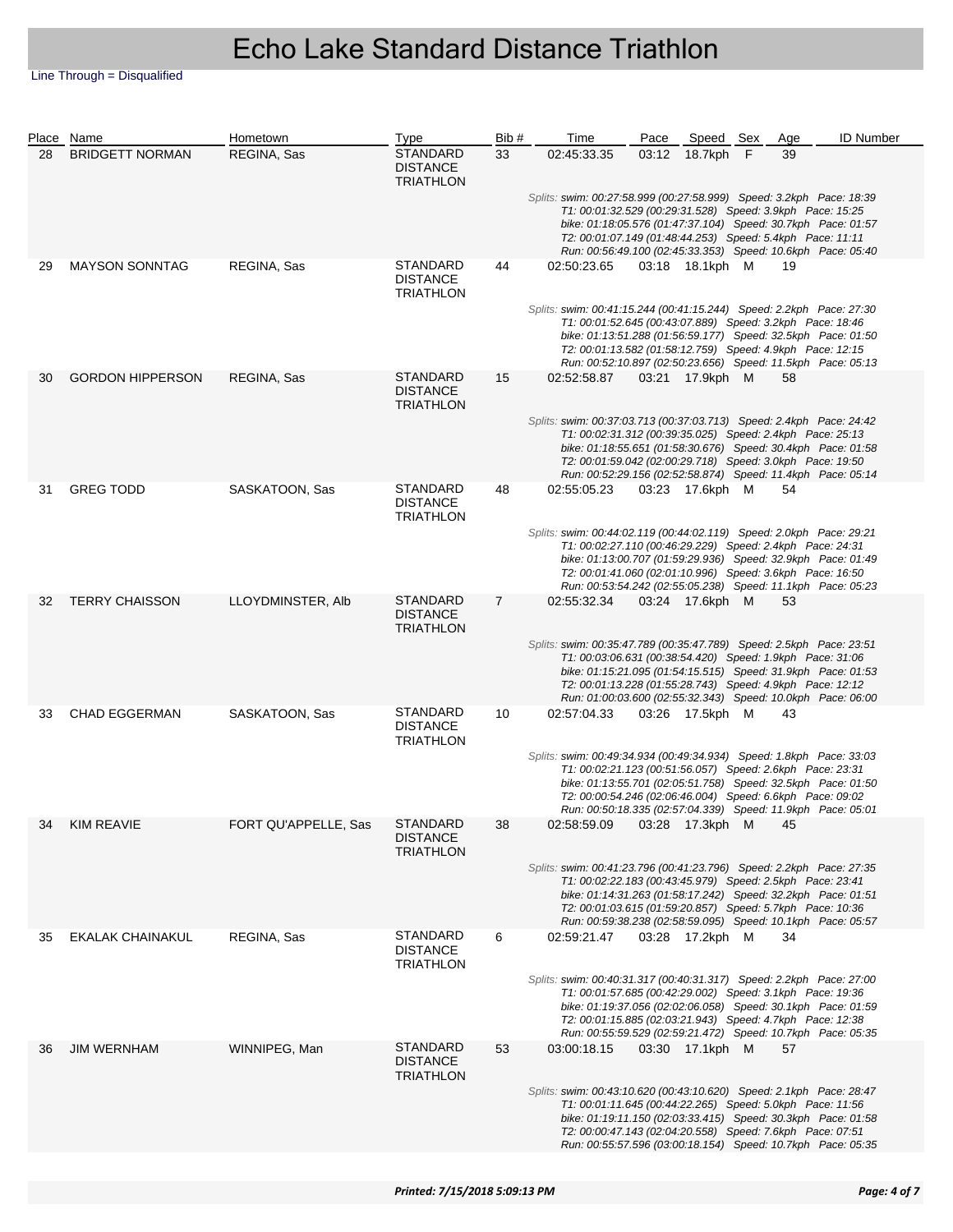# Echo Lake Standard Distance Triathlon

Line Through = Disqualified

| Place | Name | Hometown | Type | Bib # | Time | Pace | Speed | Sex | Age | ID Number |
|---|---|---|---|---|---|---|---|---|---|---|
| 28 | BRIDGETT NORMAN | REGINA, Sas | STANDARD DISTANCE TRIATHLON | 33 | 02:45:33.35 | 03:12 | 18.7kph | F | 39 | |
| | | | | | *Splits: swim: 00:27:58.999 (00:27:58.999) Speed: 3.2kph Pace: 18:39<br>T1: 00:01:32.529 (00:29:31.528) Speed: 3.9kph Pace: 15:25<br>bike: 01:18:05.576 (01:47:37.104) Speed: 30.7kph Pace: 01:57<br>T2: 00:01:07.149 (01:48:44.253) Speed: 5.4kph Pace: 11:11<br>Run: 00:56:49.100 (02:45:33.353) Speed: 10.6kph Pace: 05:40* | | | | | |
| 29 | MAYSON SONNTAG | REGINA, Sas | STANDARD DISTANCE TRIATHLON | 44 | 02:50:23.65 | 03:18 | 18.1kph | M | 19 | |
| | | | | | *Splits: swim: 00:41:15.244 (00:41:15.244) Speed: 2.2kph Pace: 27:30<br>T1: 00:01:52.645 (00:43:07.889) Speed: 3.2kph Pace: 18:46<br>bike: 01:13:51.288 (01:56:59.177) Speed: 32.5kph Pace: 01:50<br>T2: 00:01:13.582 (01:58:12.759) Speed: 4.9kph Pace: 12:15<br>Run: 00:52:10.897 (02:50:23.656) Speed: 11.5kph Pace: 05:13* | | | | | |
| 30 | GORDON HIPPERSON | REGINA, Sas | STANDARD DISTANCE TRIATHLON | 15 | 02:52:58.87 | 03:21 | 17.9kph | M | 58 | |
| | | | | | *Splits: swim: 00:37:03.713 (00:37:03.713) Speed: 2.4kph Pace: 24:42<br>T1: 00:02:31.312 (00:39:35.025) Speed: 2.4kph Pace: 25:13<br>bike: 01:18:55.651 (01:58:30.676) Speed: 30.4kph Pace: 01:58<br>T2: 00:01:59.042 (02:00:29.718) Speed: 3.0kph Pace: 19:50<br>Run: 00:52:29.156 (02:52:58.874) Speed: 11.4kph Pace: 05:14* | | | | | |
| 31 | GREG TODD | SASKATOON, Sas | STANDARD DISTANCE TRIATHLON | 48 | 02:55:05.23 | 03:23 | 17.6kph | M | 54 | |
| | | | | | *Splits: swim: 00:44:02.119 (00:44:02.119) Speed: 2.0kph Pace: 29:21<br>T1: 00:02:27.110 (00:46:29.229) Speed: 2.4kph Pace: 24:31<br>bike: 01:13:00.707 (01:59:29.936) Speed: 32.9kph Pace: 01:49<br>T2: 00:01:41.060 (02:01:10.996) Speed: 3.6kph Pace: 16:50<br>Run: 00:53:54.242 (02:55:05.238) Speed: 11.1kph Pace: 05:23* | | | | | |
| 32 | TERRY CHAISSON | LLOYDMINSTER, Alb | STANDARD DISTANCE TRIATHLON | 7 | 02:55:32.34 | 03:24 | 17.6kph | M | 53 | |
| | | | | | *Splits: swim: 00:35:47.789 (00:35:47.789) Speed: 2.5kph Pace: 23:51<br>T1: 00:03:06.631 (00:38:54.420) Speed: 1.9kph Pace: 31:06<br>bike: 01:15:21.095 (01:54:15.515) Speed: 31.9kph Pace: 01:53<br>T2: 00:01:13.228 (01:55:28.743) Speed: 4.9kph Pace: 12:12<br>Run: 01:00:03.600 (02:55:32.343) Speed: 10.0kph Pace: 06:00* | | | | | |
| 33 | CHAD EGGERMAN | SASKATOON, Sas | STANDARD DISTANCE TRIATHLON | 10 | 02:57:04.33 | 03:26 | 17.5kph | M | 43 | |
| | | | | | *Splits: swim: 00:49:34.934 (00:49:34.934) Speed: 1.8kph Pace: 33:03<br>T1: 00:02:21.123 (00:51:56.057) Speed: 2.6kph Pace: 23:31<br>bike: 01:13:55.701 (02:05:51.758) Speed: 32.5kph Pace: 01:50<br>T2: 00:00:54.246 (02:06:46.004) Speed: 6.6kph Pace: 09:02<br>Run: 00:50:18.335 (02:57:04.339) Speed: 11.9kph Pace: 05:01* | | | | | |
| 34 | KIM REAVIE | FORT QU'APPELLE, Sas | STANDARD DISTANCE TRIATHLON | 38 | 02:58:59.09 | 03:28 | 17.3kph | M | 45 | |
| | | | | | *Splits: swim: 00:41:23.796 (00:41:23.796) Speed: 2.2kph Pace: 27:35<br>T1: 00:02:22.183 (00:43:45.979) Speed: 2.5kph Pace: 23:41<br>bike: 01:14:31.263 (01:58:17.242) Speed: 32.2kph Pace: 01:51<br>T2: 00:01:03.615 (01:59:20.857) Speed: 5.7kph Pace: 10:36<br>Run: 00:59:38.238 (02:58:59.095) Speed: 10.1kph Pace: 05:57* | | | | | |
| 35 | EKALAK CHAINAKUL | REGINA, Sas | STANDARD DISTANCE TRIATHLON | 6 | 02:59:21.47 | 03:28 | 17.2kph | M | 34 | |
| | | | | | *Splits: swim: 00:40:31.317 (00:40:31.317) Speed: 2.2kph Pace: 27:00<br>T1: 00:01:57.685 (00:42:29.002) Speed: 3.1kph Pace: 19:36<br>bike: 01:19:37.056 (02:02:06.058) Speed: 30.1kph Pace: 01:59<br>T2: 00:01:15.885 (02:03:21.943) Speed: 4.7kph Pace: 12:38<br>Run: 00:55:59.529 (02:59:21.472) Speed: 10.7kph Pace: 05:35* | | | | | |
| 36 | JIM WERNHAM | WINNIPEG, Man | STANDARD DISTANCE TRIATHLON | 53 | 03:00:18.15 | 03:30 | 17.1kph | M | 57 | |
| | | | | | *Splits: swim: 00:43:10.620 (00:43:10.620) Speed: 2.1kph Pace: 28:47<br>T1: 00:01:11.645 (00:44:22.265) Speed: 5.0kph Pace: 11:56<br>bike: 01:19:11.150 (02:03:33.415) Speed: 30.3kph Pace: 01:58<br>T2: 00:00:47.143 (02:04:20.558) Speed: 7.6kph Pace: 07:51<br>Run: 00:55:57.596 (03:00:18.154) Speed: 10.7kph Pace: 05:35* | | | | | |

*Printed: 7/15/2018 5:09:13 PM*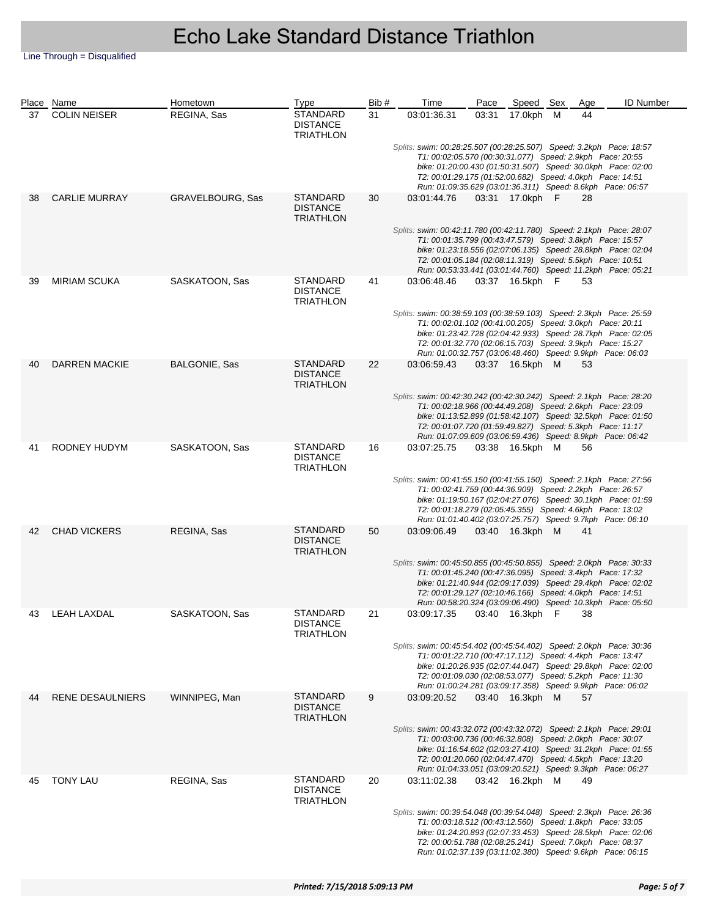# Echo Lake Standard Distance Triathlon

Line Through = Disqualified

| Place | Name | Hometown | Type | Bib # | Time | Pace | Speed | Sex | Age | ID Number |
|---|---|---|---|---|---|---|---|---|---|---|
| 37 | COLIN NEISER | REGINA, Sas | STANDARD DISTANCE TRIATHLON | 31 | 03:01:36.31 | 03:31 | 17.0kph | M | 44 | |
| | | | | | *Splits: swim: 00:28:25.507 (00:28:25.507) Speed: 3.2kph Pace: 18:57<br>T1: 00:02:05.570 (00:30:31.077) Speed: 2.9kph Pace: 20:55<br>bike: 01:20:00.430 (01:50:31.507) Speed: 30.0kph Pace: 02:00<br>T2: 00:01:29.175 (01:52:00.682) Speed: 4.0kph Pace: 14:51<br>Run: 01:09:35.629 (03:01:36.311) Speed: 8.6kph Pace: 06:57* | | | | | |
| 38 | CARLIE MURRAY | GRAVELBOURG, Sas | STANDARD DISTANCE TRIATHLON | 30 | 03:01:44.76 | 03:31 | 17.0kph | F | 28 | |
| | | | | | *Splits: swim: 00:42:11.780 (00:42:11.780) Speed: 2.1kph Pace: 28:07<br>T1: 00:01:35.799 (00:43:47.579) Speed: 3.8kph Pace: 15:57<br>bike: 01:23:18.556 (02:07:06.135) Speed: 28.8kph Pace: 02:04<br>T2: 00:01:05.184 (02:08:11.319) Speed: 5.5kph Pace: 10:51<br>Run: 00:53:33.441 (03:01:44.760) Speed: 11.2kph Pace: 05:21* | | | | | |
| 39 | MIRIAM SCUKA | SASKATOON, Sas | STANDARD DISTANCE TRIATHLON | 41 | 03:06:48.46 | 03:37 | 16.5kph | F | 53 | |
| | | | | | *Splits: swim: 00:38:59.103 (00:38:59.103) Speed: 2.3kph Pace: 25:59<br>T1: 00:02:01.102 (00:41:00.205) Speed: 3.0kph Pace: 20:11<br>bike: 01:23:42.728 (02:04:42.933) Speed: 28.7kph Pace: 02:05<br>T2: 00:01:32.770 (02:06:15.703) Speed: 3.9kph Pace: 15:27<br>Run: 01:00:32.757 (03:06:48.460) Speed: 9.9kph Pace: 06:03* | | | | | |
| 40 | DARREN MACKIE | BALGONIE, Sas | STANDARD DISTANCE TRIATHLON | 22 | 03:06:59.43 | 03:37 | 16.5kph | M | 53 | |
| | | | | | *Splits: swim: 00:42:30.242 (00:42:30.242) Speed: 2.1kph Pace: 28:20<br>T1: 00:02:18.966 (00:44:49.208) Speed: 2.6kph Pace: 23:09<br>bike: 01:13:52.899 (01:58:42.107) Speed: 32.5kph Pace: 01:50<br>T2: 00:01:07.720 (01:59:49.827) Speed: 5.3kph Pace: 11:17<br>Run: 01:07:09.609 (03:06:59.436) Speed: 8.9kph Pace: 06:42* | | | | | |
| 41 | RODNEY HUDYM | SASKATOON, Sas | STANDARD DISTANCE TRIATHLON | 16 | 03:07:25.75 | 03:38 | 16.5kph | M | 56 | |
| | | | | | *Splits: swim: 00:41:55.150 (00:41:55.150) Speed: 2.1kph Pace: 27:56<br>T1: 00:02:41.759 (00:44:36.909) Speed: 2.2kph Pace: 26:57<br>bike: 01:19:50.167 (02:04:27.076) Speed: 30.1kph Pace: 01:59<br>T2: 00:01:18.279 (02:05:45.355) Speed: 4.6kph Pace: 13:02<br>Run: 01:01:40.402 (03:07:25.757) Speed: 9.7kph Pace: 06:10* | | | | | |
| 42 | CHAD VICKERS | REGINA, Sas | STANDARD DISTANCE TRIATHLON | 50 | 03:09:06.49 | 03:40 | 16.3kph | M | 41 | |
| | | | | | *Splits: swim: 00:45:50.855 (00:45:50.855) Speed: 2.0kph Pace: 30:33<br>T1: 00:01:45.240 (00:47:36.095) Speed: 3.4kph Pace: 17:32<br>bike: 01:21:40.944 (02:09:17.039) Speed: 29.4kph Pace: 02:02<br>T2: 00:01:29.127 (02:10:46.166) Speed: 4.0kph Pace: 14:51<br>Run: 00:58:20.324 (03:09:06.490) Speed: 10.3kph Pace: 05:50* | | | | | |
| 43 | LEAH LAXDAL | SASKATOON, Sas | STANDARD DISTANCE TRIATHLON | 21 | 03:09:17.35 | 03:40 | 16.3kph | F | 38 | |
| | | | | | *Splits: swim: 00:45:54.402 (00:45:54.402) Speed: 2.0kph Pace: 30:36<br>T1: 00:01:22.710 (00:47:17.112) Speed: 4.4kph Pace: 13:47<br>bike: 01:20:26.935 (02:07:44.047) Speed: 29.8kph Pace: 02:00<br>T2: 00:01:09.030 (02:08:53.077) Speed: 5.2kph Pace: 11:30<br>Run: 01:00:24.281 (03:09:17.358) Speed: 9.9kph Pace: 06:02* | | | | | |
| 44 | RENE DESAULNIERS | WINNIPEG, Man | STANDARD DISTANCE TRIATHLON | 9 | 03:09:20.52 | 03:40 | 16.3kph | M | 57 | |
| | | | | | *Splits: swim: 00:43:32.072 (00:43:32.072) Speed: 2.1kph Pace: 29:01<br>T1: 00:03:00.736 (00:46:32.808) Speed: 2.0kph Pace: 30:07<br>bike: 01:16:54.602 (02:03:27.410) Speed: 31.2kph Pace: 01:55<br>T2: 00:01:20.060 (02:04:47.470) Speed: 4.5kph Pace: 13:20<br>Run: 01:04:33.051 (03:09:20.521) Speed: 9.3kph Pace: 06:27* | | | | | |
| 45 | TONY LAU | REGINA, Sas | STANDARD DISTANCE TRIATHLON | 20 | 03:11:02.38 | 03:42 | 16.2kph | M | 49 | |
| | | | | | *Splits: swim: 00:39:54.048 (00:39:54.048) Speed: 2.3kph Pace: 26:36<br>T1: 00:03:18.512 (00:43:12.560) Speed: 1.8kph Pace: 33:05<br>bike: 01:24:20.893 (02:07:33.453) Speed: 28.5kph Pace: 02:06<br>T2: 00:00:51.788 (02:08:25.241) Speed: 7.0kph Pace: 08:37<br>Run: 01:02:37.139 (03:11:02.380) Speed: 9.6kph Pace: 06:15* | | | | | |

*Printed: 7/15/2018 5:09:13 PM*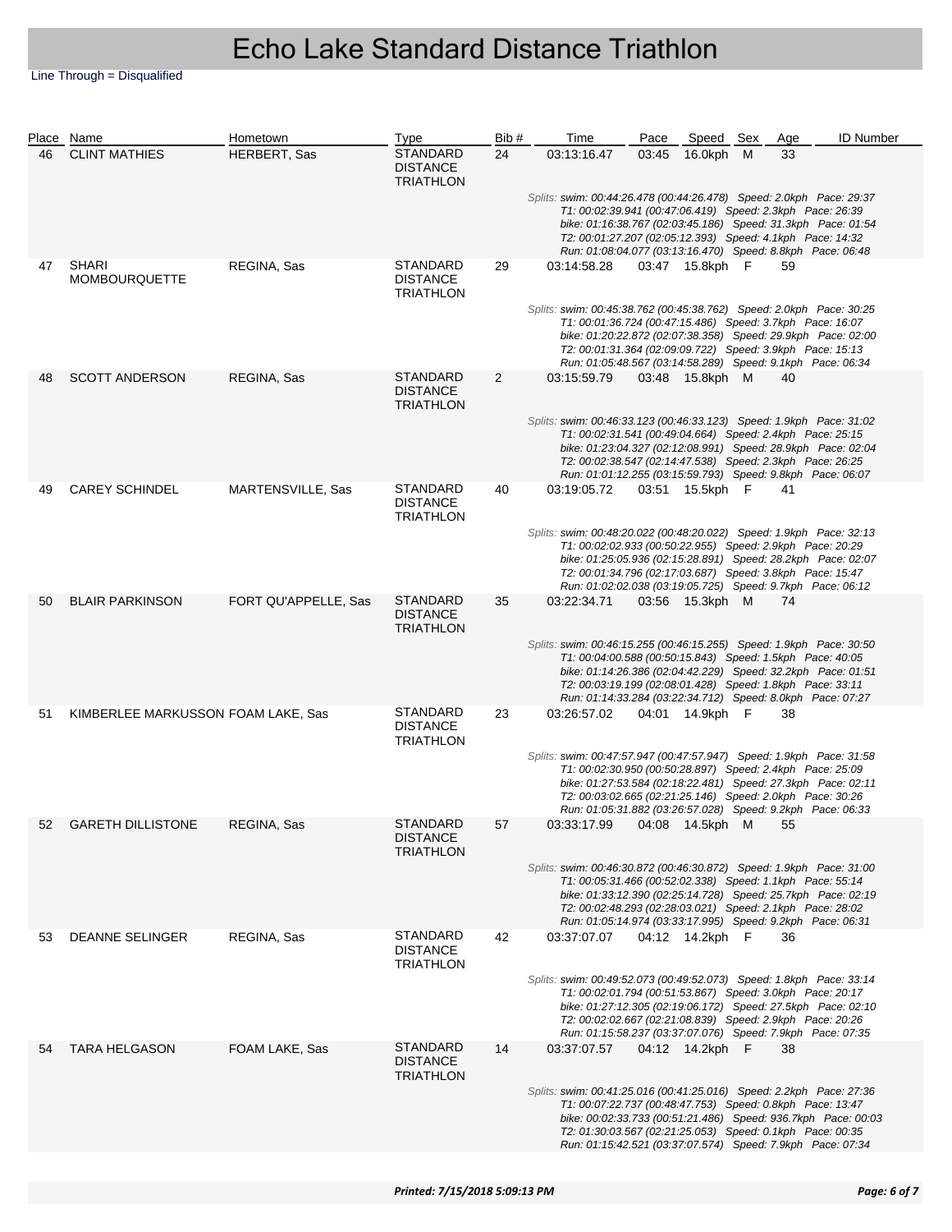# Echo Lake Standard Distance Triathlon

Line Through = Disqualified

| Place | Name | Hometown | Type | Bib # | Time | Pace | Speed | Sex | Age | ID Number |
|---|---|---|---|---|---|---|---|---|---|---|
| 46 | CLINT MATHIES | HERBERT, Sas | STANDARD DISTANCE TRIATHLON | 24 | 03:13:16.47 | 03:45 | 16.0kph | M | 33 | |
| | | | | | Splits: *swim: 00:44:26.478 (00:44:26.478) Speed: 2.0kph Pace: 29:37<br>T1: 00:02:39.941 (00:47:06.419) Speed: 2.3kph Pace: 26:39<br>bike: 01:16:38.767 (02:03:45.186) Speed: 31.3kph Pace: 01:54<br>T2: 00:01:27.207 (02:05:12.393) Speed: 4.1kph Pace: 14:32<br>Run: 01:08:04.077 (03:13:16.470) Speed: 8.8kph Pace: 06:48* | | | | | |
| 47 | SHARI MOMBOURQUETTE | REGINA, Sas | STANDARD DISTANCE TRIATHLON | 29 | 03:14:58.28 | 03:47 | 15.8kph | F | 59 | |
| | | | | | Splits: *swim: 00:45:38.762 (00:45:38.762) Speed: 2.0kph Pace: 30:25<br>T1: 00:01:36.724 (00:47:15.486) Speed: 3.7kph Pace: 16:07<br>bike: 01:20:22.872 (02:07:38.358) Speed: 29.9kph Pace: 02:00<br>T2: 00:01:31.364 (02:09:09.722) Speed: 3.9kph Pace: 15:13<br>Run: 01:05:48.567 (03:14:58.289) Speed: 9.1kph Pace: 06:34* | | | | | |
| 48 | SCOTT ANDERSON | REGINA, Sas | STANDARD DISTANCE TRIATHLON | 2 | 03:15:59.79 | 03:48 | 15.8kph | M | 40 | |
| | | | | | Splits: *swim: 00:46:33.123 (00:46:33.123) Speed: 1.9kph Pace: 31:02<br>T1: 00:02:31.541 (00:49:04.664) Speed: 2.4kph Pace: 25:15<br>bike: 01:23:04.327 (02:12:08.991) Speed: 28.9kph Pace: 02:04<br>T2: 00:02:38.547 (02:14:47.538) Speed: 2.3kph Pace: 26:25<br>Run: 01:01:12.255 (03:15:59.793) Speed: 9.8kph Pace: 06:07* | | | | | |
| 49 | CAREY SCHINDEL | MARTENSVILLE, Sas | STANDARD DISTANCE TRIATHLON | 40 | 03:19:05.72 | 03:51 | 15.5kph | F | 41 | |
| | | | | | Splits: *swim: 00:48:20.022 (00:48:20.022) Speed: 1.9kph Pace: 32:13<br>T1: 00:02:02.933 (00:50:22.955) Speed: 2.9kph Pace: 20:29<br>bike: 01:25:05.936 (02:15:28.891) Speed: 28.2kph Pace: 02:07<br>T2: 00:01:34.796 (02:17:03.687) Speed: 3.8kph Pace: 15:47<br>Run: 01:02:02.038 (03:19:05.725) Speed: 9.7kph Pace: 06:12* | | | | | |
| 50 | BLAIR PARKINSON | FORT QU'APPELLE, Sas | STANDARD DISTANCE TRIATHLON | 35 | 03:22:34.71 | 03:56 | 15.3kph | M | 74 | |
| | | | | | Splits: *swim: 00:46:15.255 (00:46:15.255) Speed: 1.9kph Pace: 30:50<br>T1: 00:04:00.588 (00:50:15.843) Speed: 1.5kph Pace: 40:05<br>bike: 01:14:26.386 (02:04:42.229) Speed: 32.2kph Pace: 01:51<br>T2: 00:03:19.199 (02:08:01.428) Speed: 1.8kph Pace: 33:11<br>Run: 01:14:33.284 (03:22:34.712) Speed: 8.0kph Pace: 07:27* | | | | | |
| 51 | KIMBERLEE MARKUSSON | FOAM LAKE, Sas | STANDARD DISTANCE TRIATHLON | 23 | 03:26:57.02 | 04:01 | 14.9kph | F | 38 | |
| | | | | | Splits: *swim: 00:47:57.947 (00:47:57.947) Speed: 1.9kph Pace: 31:58<br>T1: 00:02:30.950 (00:50:28.897) Speed: 2.4kph Pace: 25:09<br>bike: 01:27:53.584 (02:18:22.481) Speed: 27.3kph Pace: 02:11<br>T2: 00:03:02.665 (02:21:25.146) Speed: 2.0kph Pace: 30:26<br>Run: 01:05:31.882 (03:26:57.028) Speed: 9.2kph Pace: 06:33* | | | | | |
| 52 | GARETH DILLISTONE | REGINA, Sas | STANDARD DISTANCE TRIATHLON | 57 | 03:33:17.99 | 04:08 | 14.5kph | M | 55 | |
| | | | | | Splits: *swim: 00:46:30.872 (00:46:30.872) Speed: 1.9kph Pace: 31:00<br>T1: 00:05:31.466 (00:52:02.338) Speed: 1.1kph Pace: 55:14<br>bike: 01:33:12.390 (02:25:14.728) Speed: 25.7kph Pace: 02:19<br>T2: 00:02:48.293 (02:28:03.021) Speed: 2.1kph Pace: 28:02<br>Run: 01:05:14.974 (03:33:17.995) Speed: 9.2kph Pace: 06:31* | | | | | |
| 53 | DEANNE SELINGER | REGINA, Sas | STANDARD DISTANCE TRIATHLON | 42 | 03:37:07.07 | 04:12 | 14.2kph | F | 36 | |
| | | | | | Splits: *swim: 00:49:52.073 (00:49:52.073) Speed: 1.8kph Pace: 33:14<br>T1: 00:02:01.794 (00:51:53.867) Speed: 3.0kph Pace: 20:17<br>bike: 01:27:12.305 (02:19:06.172) Speed: 27.5kph Pace: 02:10<br>T2: 00:02:02.667 (02:21:08.839) Speed: 2.9kph Pace: 20:26<br>Run: 01:15:58.237 (03:37:07.076) Speed: 7.9kph Pace: 07:35* | | | | | |
| 54 | TARA HELGASON | FOAM LAKE, Sas | STANDARD DISTANCE TRIATHLON | 14 | 03:37:07.57 | 04:12 | 14.2kph | F | 38 | |
| | | | | | Splits: *swim: 00:41:25.016 (00:41:25.016) Speed: 2.2kph Pace: 27:36<br>T1: 00:07:22.737 (00:48:47.753) Speed: 0.8kph Pace: 13:47<br>bike: 00:02:33.733 (00:51:21.486) Speed: 936.7kph Pace: 00:03<br>T2: 01:30:03.567 (02:21:25.053) Speed: 0.1kph Pace: 00:35<br>Run: 01:15:42.521 (03:37:07.574) Speed: 7.9kph Pace: 07:34* | | | | | |

***Printed: 7/15/2018 5:09:13 PM***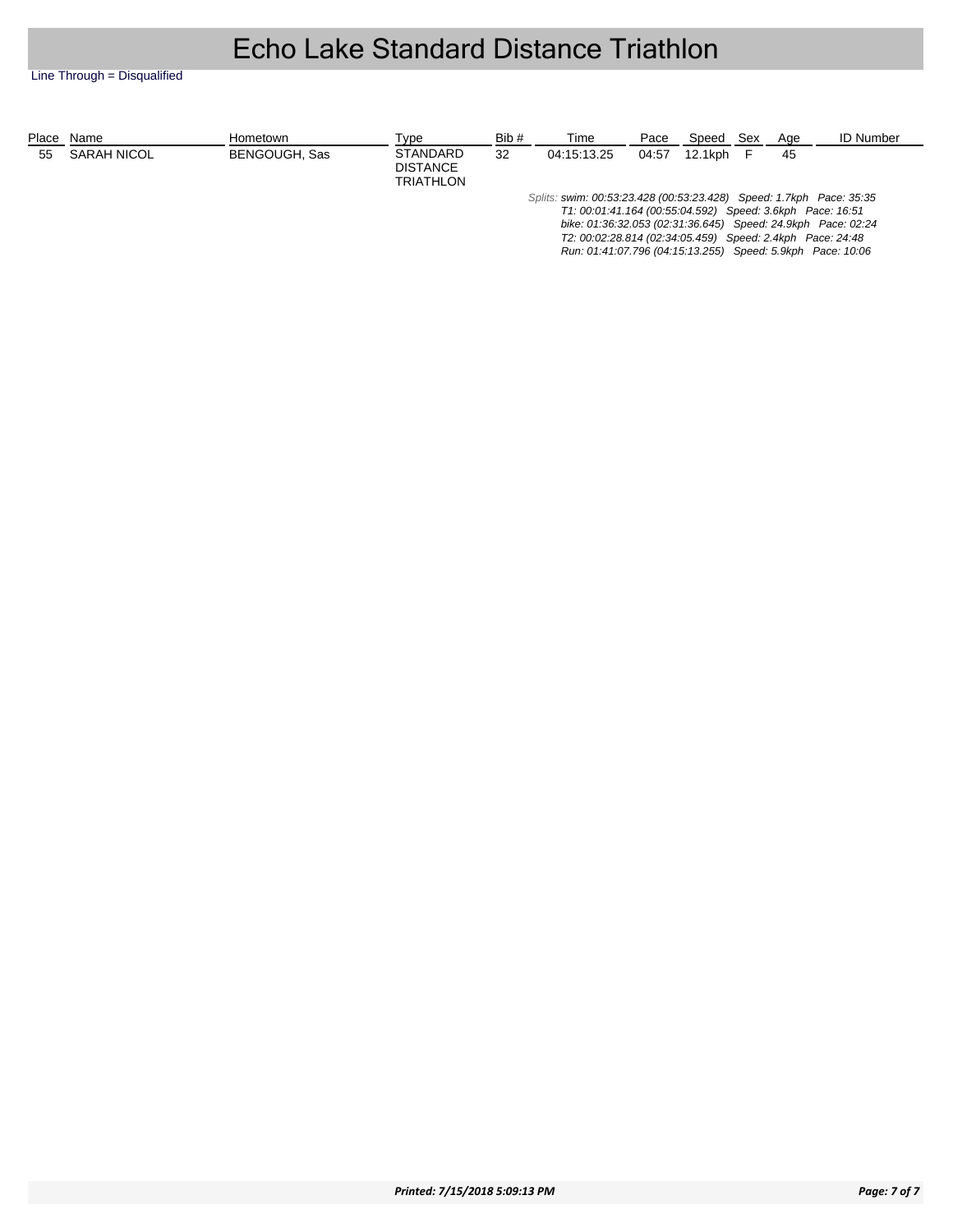# Echo Lake Standard Distance Triathlon

Line Through = Disqualified

| Place | Name | Hometown | Type | Bib # | Time | Pace | Speed | Sex | Age | ID Number |
|---|---|---|---|---|---|---|---|---|---|---|
| 55 | SARAH NICOL | BENGOUGH, Sas | STANDARD DISTANCE TRIATHLON | 32 | 04:15:13.25 | 04:57 | 12.1kph | F | 45 | |

*Splits: swim: 00:53:23.428 (00:53:23.428) Speed: 1.7kph Pace: 35:35*
*T1: 00:01:41.164 (00:55:04.592) Speed: 3.6kph Pace: 16:51*
*bike: 01:36:32.053 (02:31:36.645) Speed: 24.9kph Pace: 02:24*
*T2: 00:02:28.814 (02:34:05.459) Speed: 2.4kph Pace: 24:48*
*Run: 01:41:07.796 (04:15:13.255) Speed: 5.9kph Pace: 10:06*

*Printed: 7/15/2018 5:09:13 PM*